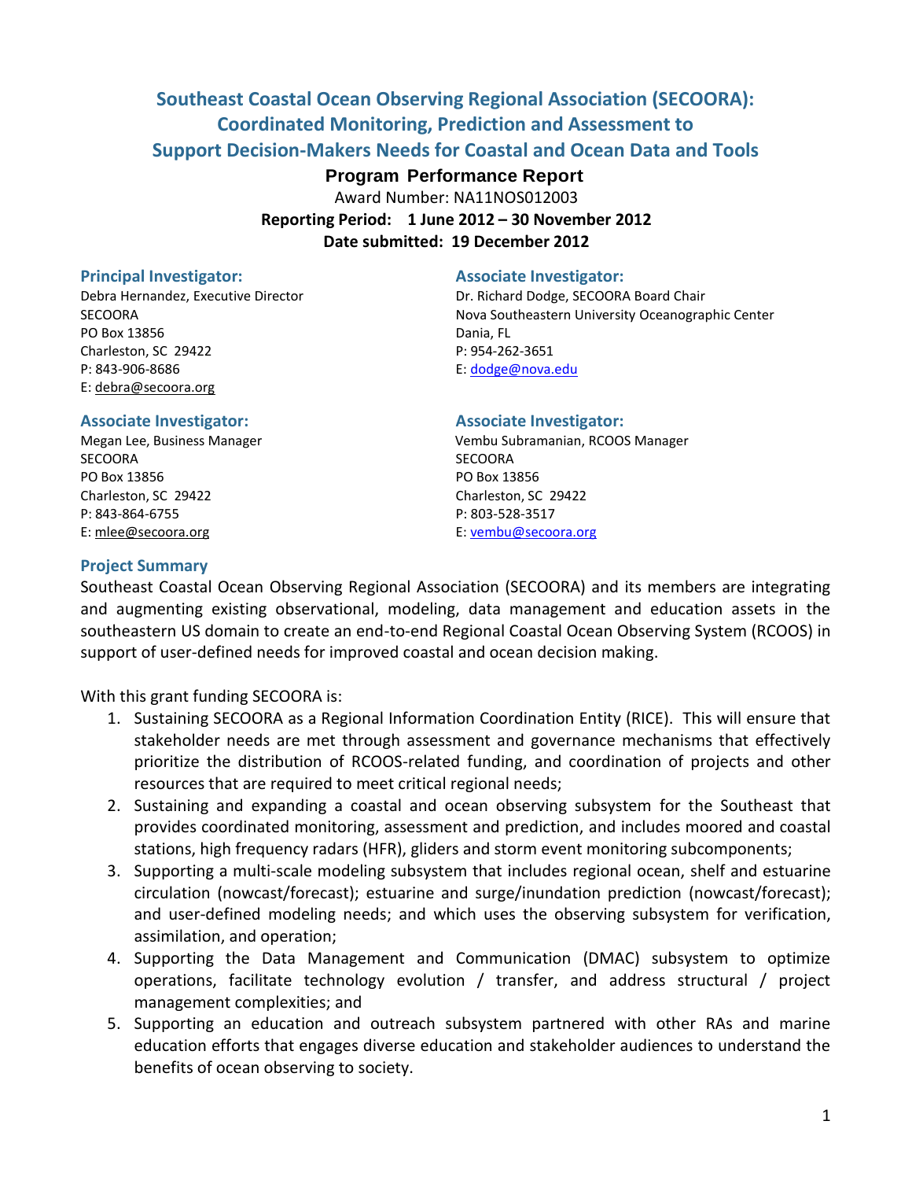# Southeast Coastal Ocean Observing Regional Association (SECOORA): Coordinated Monitoring, Prediction and Assessment to Support Decision-Makers Needs for Coastal and Ocean Data and Tools

**Program Performance Report**

Award Number: NA11NOS012003

**Reporting Period: 1 June 2012 – 30 November 2012**

**Date submitted: 19 December 2012**

### Principal Investigator:

Debra Hernandez, Executive Director
SECOORA
PO Box 13856
Charleston, SC 29422
P: 843-906-8686
E: debra@secoora.org

### Associate Investigator:

Dr. Richard Dodge, SECOORA Board Chair
Nova Southeastern University Oceanographic Center
Dania, FL
P: 954-262-3651
E: dodge@nova.edu

### Associate Investigator:

Megan Lee, Business Manager
SECOORA
PO Box 13856
Charleston, SC 29422
P: 843-864-6755
E: mlee@secoora.org

### Associate Investigator:

Vembu Subramanian, RCOOS Manager
SECOORA
PO Box 13856
Charleston, SC 29422
P: 803-528-3517
E: vembu@secoora.org

### Project Summary

Southeast Coastal Ocean Observing Regional Association (SECOORA) and its members are integrating and augmenting existing observational, modeling, data management and education assets in the southeastern US domain to create an end-to-end Regional Coastal Ocean Observing System (RCOOS) in support of user-defined needs for improved coastal and ocean decision making.

With this grant funding SECOORA is:

1. Sustaining SECOORA as a Regional Information Coordination Entity (RICE). This will ensure that stakeholder needs are met through assessment and governance mechanisms that effectively prioritize the distribution of RCOOS-related funding, and coordination of projects and other resources that are required to meet critical regional needs;
2. Sustaining and expanding a coastal and ocean observing subsystem for the Southeast that provides coordinated monitoring, assessment and prediction, and includes moored and coastal stations, high frequency radars (HFR), gliders and storm event monitoring subcomponents;
3. Supporting a multi-scale modeling subsystem that includes regional ocean, shelf and estuarine circulation (nowcast/forecast); estuarine and surge/inundation prediction (nowcast/forecast); and user-defined modeling needs; and which uses the observing subsystem for verification, assimilation, and operation;
4. Supporting the Data Management and Communication (DMAC) subsystem to optimize operations, facilitate technology evolution / transfer, and address structural / project management complexities; and
5. Supporting an education and outreach subsystem partnered with other RAs and marine education efforts that engages diverse education and stakeholder audiences to understand the benefits of ocean observing to society.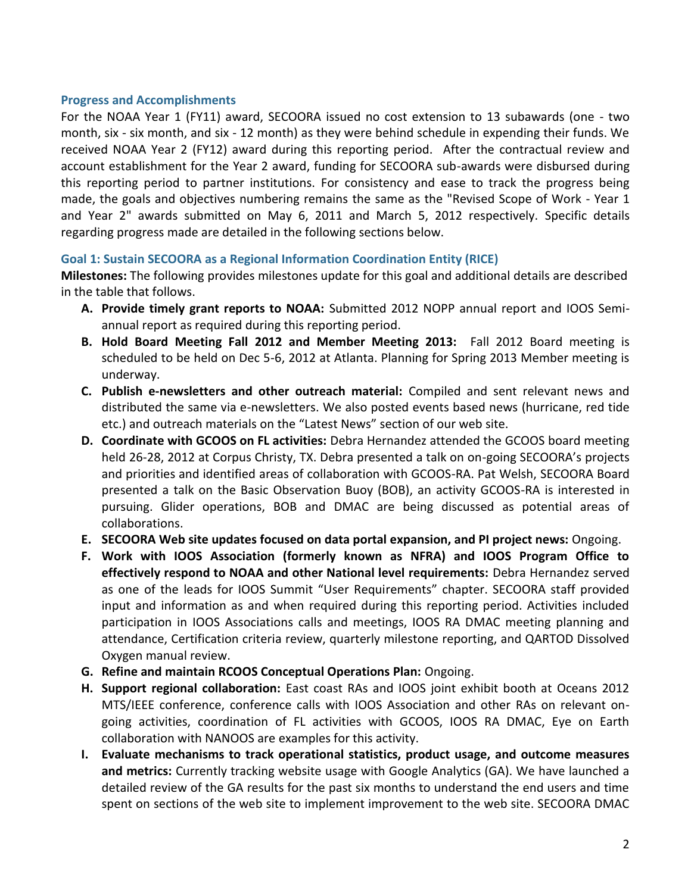### Progress and Accomplishments

For the NOAA Year 1 (FY11) award, SECOORA issued no cost extension to 13 subawards (one - two month, six - six month, and six - 12 month) as they were behind schedule in expending their funds. We received NOAA Year 2 (FY12) award during this reporting period. After the contractual review and account establishment for the Year 2 award, funding for SECOORA sub-awards were disbursed during this reporting period to partner institutions. For consistency and ease to track the progress being made, the goals and objectives numbering remains the same as the "Revised Scope of Work - Year 1 and Year 2" awards submitted on May 6, 2011 and March 5, 2012 respectively. Specific details regarding progress made are detailed in the following sections below.

### Goal 1: Sustain SECOORA as a Regional Information Coordination Entity (RICE)

**Milestones:** The following provides milestones update for this goal and additional details are described in the table that follows.

A. **Provide timely grant reports to NOAA:** Submitted 2012 NOPP annual report and IOOS Semi-annual report as required during this reporting period.
B. **Hold Board Meeting Fall 2012 and Member Meeting 2013:** Fall 2012 Board meeting is scheduled to be held on Dec 5-6, 2012 at Atlanta. Planning for Spring 2013 Member meeting is underway.
C. **Publish e-newsletters and other outreach material:** Compiled and sent relevant news and distributed the same via e-newsletters. We also posted events based news (hurricane, red tide etc.) and outreach materials on the "Latest News" section of our web site.
D. **Coordinate with GCOOS on FL activities:** Debra Hernandez attended the GCOOS board meeting held 26-28, 2012 at Corpus Christy, TX. Debra presented a talk on on-going SECOORA's projects and priorities and identified areas of collaboration with GCOOS-RA. Pat Welsh, SECOORA Board presented a talk on the Basic Observation Buoy (BOB), an activity GCOOS-RA is interested in pursuing. Glider operations, BOB and DMAC are being discussed as potential areas of collaborations.
E. **SECOORA Web site updates focused on data portal expansion, and PI project news:** Ongoing.
F. **Work with IOOS Association (formerly known as NFRA) and IOOS Program Office to effectively respond to NOAA and other National level requirements:** Debra Hernandez served as one of the leads for IOOS Summit "User Requirements" chapter. SECOORA staff provided input and information as and when required during this reporting period. Activities included participation in IOOS Associations calls and meetings, IOOS RA DMAC meeting planning and attendance, Certification criteria review, quarterly milestone reporting, and QARTOD Dissolved Oxygen manual review.
G. **Refine and maintain RCOOS Conceptual Operations Plan:** Ongoing.
H. **Support regional collaboration:** East coast RAs and IOOS joint exhibit booth at Oceans 2012 MTS/IEEE conference, conference calls with IOOS Association and other RAs on relevant on-going activities, coordination of FL activities with GCOOS, IOOS RA DMAC, Eye on Earth collaboration with NANOOS are examples for this activity.
I. **Evaluate mechanisms to track operational statistics, product usage, and outcome measures and metrics:** Currently tracking website usage with Google Analytics (GA). We have launched a detailed review of the GA results for the past six months to understand the end users and time spent on sections of the web site to implement improvement to the web site. SECOORA DMAC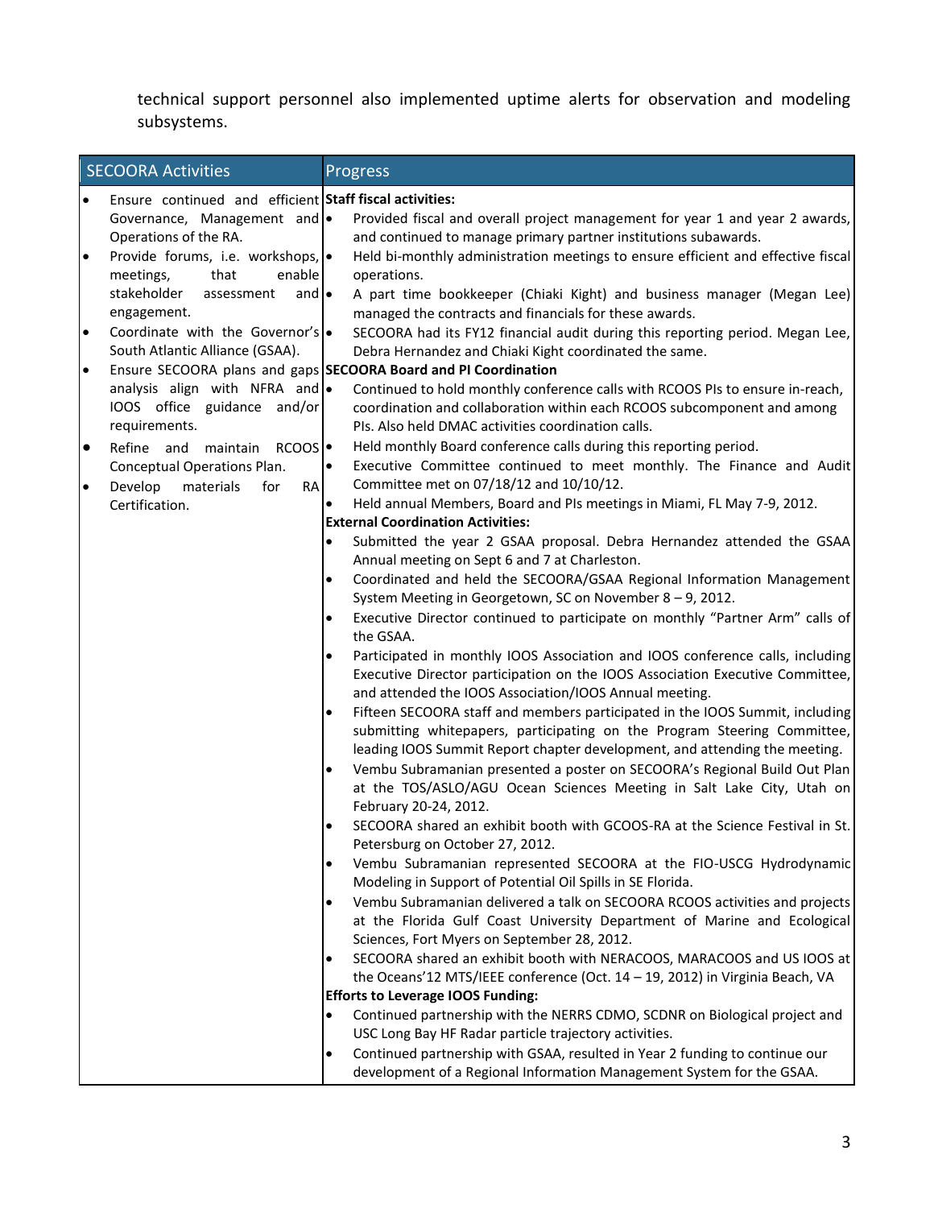technical support personnel also implemented uptime alerts for observation and modeling subsystems.

| SECOORA Activities | Progress |
| --- | --- |
| • Ensure continued and efficient Governance, Management and Operations of the RA.<br>• Provide forums, i.e. workshops, meetings, that enable stakeholder assessment and engagement.<br>• Coordinate with the Governor's South Atlantic Alliance (GSAA).<br>• Ensure SECOORA plans and gaps analysis align with NFRA and/or IOOS office guidance and/or requirements.<br>• Refine and maintain RCOOS Conceptual Operations Plan.<br>• Develop materials for RA Certification. | **Staff fiscal activities:**<br>• Provided fiscal and overall project management for year 1 and year 2 awards, and continued to manage primary partner institutions subawards.<br>• Held bi-monthly administration meetings to ensure efficient and effective fiscal operations.<br>• A part time bookkeeper (Chiaki Kight) and business manager (Megan Lee) managed the contracts and financials for these awards.<br>• SECOORA had its FY12 financial audit during this reporting period. Megan Lee, Debra Hernandez and Chiaki Kight coordinated the same.<br>**SECOORA Board and PI Coordination**<br>• Continued to hold monthly conference calls with RCOOS PIs to ensure in-reach, coordination and collaboration within each RCOOS subcomponent and among PIs. Also held DMAC activities coordination calls.<br>• Held monthly Board conference calls during this reporting period.<br>• Executive Committee continued to meet monthly. The Finance and Audit Committee met on 07/18/12 and 10/10/12.<br>• Held annual Members, Board and PIs meetings in Miami, FL May 7-9, 2012.<br>**External Coordination Activities:**<br>• Submitted the year 2 GSAA proposal. Debra Hernandez attended the GSAA Annual meeting on Sept 6 and 7 at Charleston.<br>• Coordinated and held the SECOORA/GSAA Regional Information Management System Meeting in Georgetown, SC on November 8 – 9, 2012.<br>• Executive Director continued to participate on monthly "Partner Arm" calls of the GSAA.<br>• Participated in monthly IOOS Association and IOOS conference calls, including Executive Director participation on the IOOS Association Executive Committee, and attended the IOOS Association/IOOS Annual meeting.<br>• Fifteen SECOORA staff and members participated in the IOOS Summit, including submitting whitepapers, participating on the Program Steering Committee, leading IOOS Summit Report chapter development, and attending the meeting.<br>• Vembu Subramanian presented a poster on SECOORA's Regional Build Out Plan at the TOS/ASLO/AGU Ocean Sciences Meeting in Salt Lake City, Utah on February 20-24, 2012.<br>• SECOORA shared an exhibit booth with GCOOS-RA at the Science Festival in St. Petersburg on October 27, 2012.<br>• Vembu Subramanian represented SECOORA at the FIO-USCG Hydrodynamic Modeling in Support of Potential Oil Spills in SE Florida.<br>• Vembu Subramanian delivered a talk on SECOORA RCOOS activities and projects at the Florida Gulf Coast University Department of Marine and Ecological Sciences, Fort Myers on September 28, 2012.<br>• SECOORA shared an exhibit booth with NERACOOS, MARACOOS and US IOOS at the Oceans'12 MTS/IEEE conference (Oct. 14 – 19, 2012) in Virginia Beach, VA<br>**Efforts to Leverage IOOS Funding:**<br>• Continued partnership with the NERRS CDMO, SCDNR on Biological project and USC Long Bay HF Radar particle trajectory activities.<br>• Continued partnership with GSAA, resulted in Year 2 funding to continue our development of a Regional Information Management System for the GSAA. |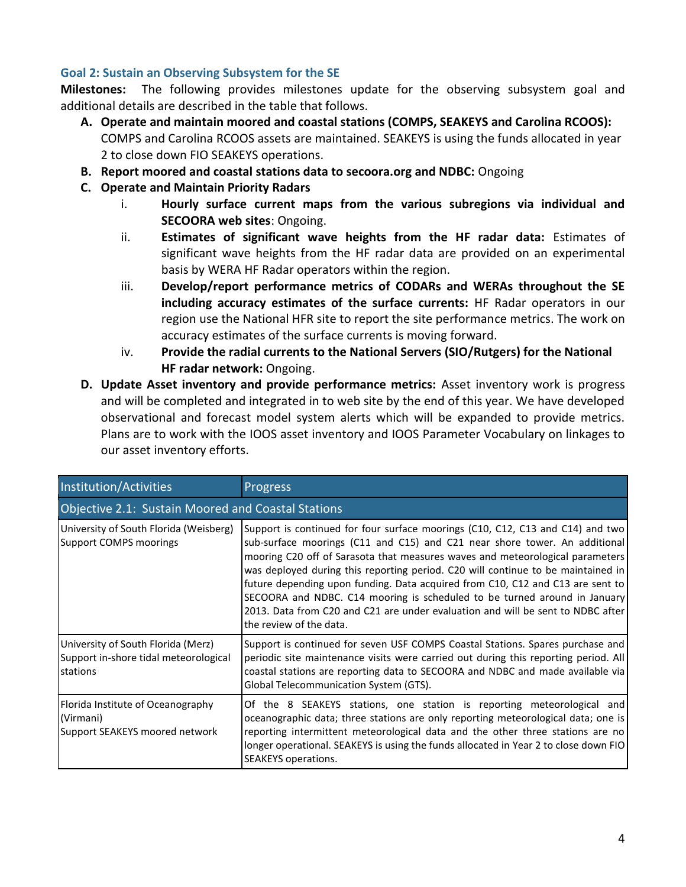### Goal 2: Sustain an Observing Subsystem for the SE

**Milestones:** The following provides milestones update for the observing subsystem goal and additional details are described in the table that follows.

- **A. Operate and maintain moored and coastal stations (COMPS, SEAKEYS and Carolina RCOOS):** COMPS and Carolina RCOOS assets are maintained. SEAKEYS is using the funds allocated in year 2 to close down FIO SEAKEYS operations.
- **B. Report moored and coastal stations data to secoora.org and NDBC:** Ongoing
- **C. Operate and Maintain Priority Radars**
    - i. **Hourly surface current maps from the various subregions via individual and SECOORA web sites**: Ongoing.
    - ii. **Estimates of significant wave heights from the HF radar data:** Estimates of significant wave heights from the HF radar data are provided on an experimental basis by WERA HF Radar operators within the region.
    - iii. **Develop/report performance metrics of CODARs and WERAs throughout the SE including accuracy estimates of the surface currents:** HF Radar operators in our region use the National HFR site to report the site performance metrics. The work on accuracy estimates of the surface currents is moving forward.
    - iv. **Provide the radial currents to the National Servers (SIO/Rutgers) for the National HF radar network:** Ongoing.
- **D. Update Asset inventory and provide performance metrics:** Asset inventory work is progress and will be completed and integrated in to web site by the end of this year. We have developed observational and forecast model system alerts which will be expanded to provide metrics. Plans are to work with the IOOS asset inventory and IOOS Parameter Vocabulary on linkages to our asset inventory efforts.

| Institution/Activities | Progress |
|---|---|
| **Objective 2.1: Sustain Moored and Coastal Stations** | |
| University of South Florida (Weisberg) Support COMPS moorings | Support is continued for four surface moorings (C10, C12, C13 and C14) and two sub-surface moorings (C11 and C15) and C21 near shore tower. An additional mooring C20 off of Sarasota that measures waves and meteorological parameters was deployed during this reporting period. C20 will continue to be maintained in future depending upon funding. Data acquired from C10, C12 and C13 are sent to SECOORA and NDBC. C14 mooring is scheduled to be turned around in January 2013. Data from C20 and C21 are under evaluation and will be sent to NDBC after the review of the data. |
| University of South Florida (Merz) Support in-shore tidal meteorological stations | Support is continued for seven USF COMPS Coastal Stations. Spares purchase and periodic site maintenance visits were carried out during this reporting period. All coastal stations are reporting data to SECOORA and NDBC and made available via Global Telecommunication System (GTS). |
| Florida Institute of Oceanography (Virmani) Support SEAKEYS moored network | Of the 8 SEAKEYS stations, one station is reporting meteorological and oceanographic data; three stations are only reporting meteorological data; one is reporting intermittent meteorological data and the other three stations are no longer operational. SEAKEYS is using the funds allocated in Year 2 to close down FIO SEAKEYS operations. |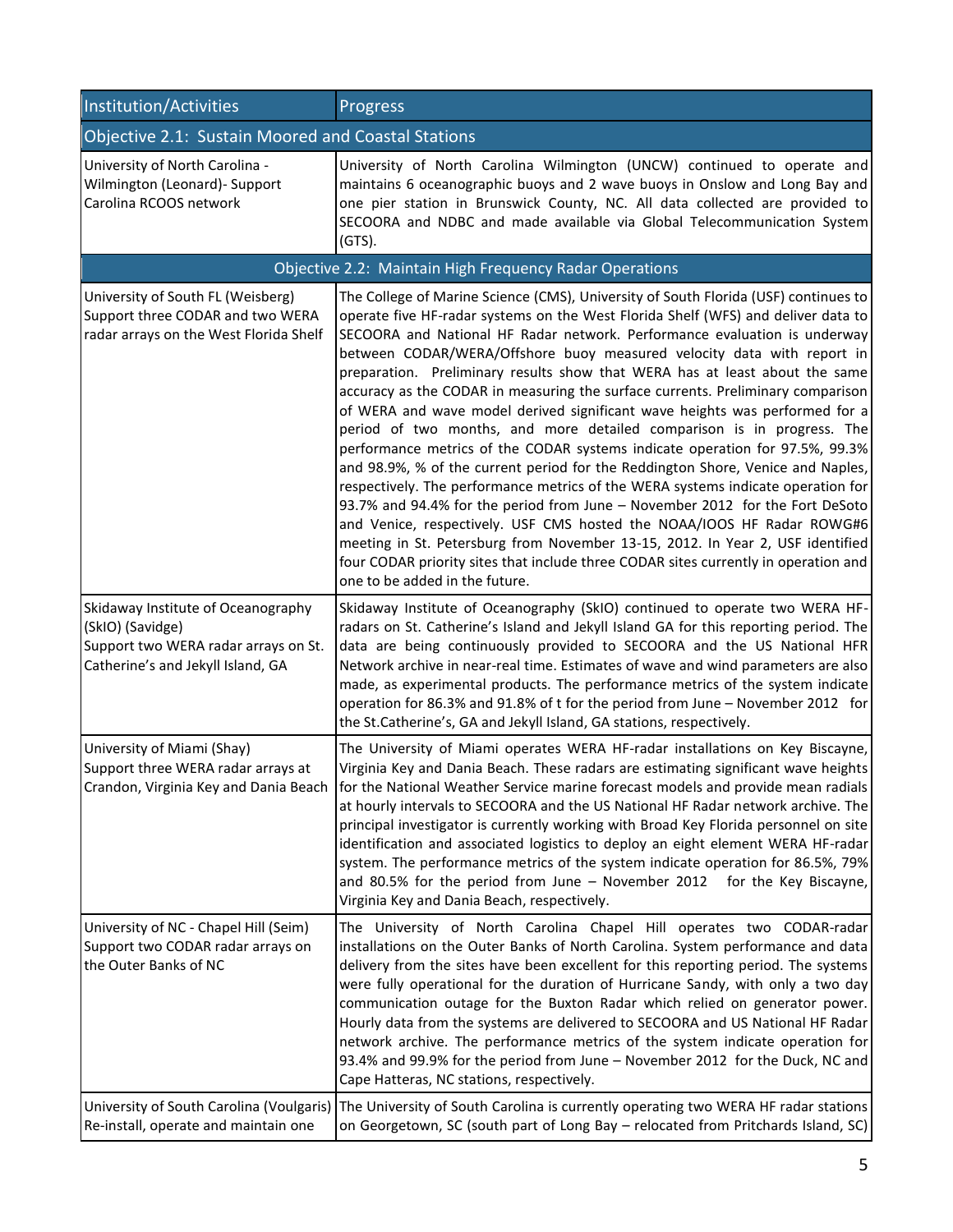| Institution/Activities | Progress |
| --- | --- |
| **Objective 2.1: Sustain Moored and Coastal Stations** | |
| University of North Carolina - Wilmington (Leonard)- Support Carolina RCOOS network | University of North Carolina Wilmington (UNCW) continued to operate and maintains 6 oceanographic buoys and 2 wave buoys in Onslow and Long Bay and one pier station in Brunswick County, NC. All data collected are provided to SECOORA and NDBC and made available via Global Telecommunication System (GTS). |
| **Objective 2.2: Maintain High Frequency Radar Operations** | |
| University of South FL (Weisberg) Support three CODAR and two WERA radar arrays on the West Florida Shelf | The College of Marine Science (CMS), University of South Florida (USF) continues to operate five HF-radar systems on the West Florida Shelf (WFS) and deliver data to SECOORA and National HF Radar network. Performance evaluation is underway between CODAR/WERA/Offshore buoy measured velocity data with report in preparation. Preliminary results show that WERA has at least about the same accuracy as the CODAR in measuring the surface currents. Preliminary comparison of WERA and wave model derived significant wave heights was performed for a period of two months, and more detailed comparison is in progress. The performance metrics of the CODAR systems indicate operation for 97.5%, 99.3% and 98.9%, % of the current period for the Reddington Shore, Venice and Naples, respectively. The performance metrics of the WERA systems indicate operation for 93.7% and 94.4% for the period from June – November 2012 for the Fort DeSoto and Venice, respectively. USF CMS hosted the NOAA/IOOS HF Radar ROWG#6 meeting in St. Petersburg from November 13-15, 2012. In Year 2, USF identified four CODAR priority sites that include three CODAR sites currently in operation and one to be added in the future. |
| Skidaway Institute of Oceanography (SkIO) (Savidge) Support two WERA radar arrays on St. Catherine's and Jekyll Island, GA | Skidaway Institute of Oceanography (SkIO) continued to operate two WERA HF-radars on St. Catherine's Island and Jekyll Island GA for this reporting period. The data are being continuously provided to SECOORA and the US National HFR Network archive in near-real time. Estimates of wave and wind parameters are also made, as experimental products. The performance metrics of the system indicate operation for 86.3% and 91.8% of t for the period from June – November 2012 for the St.Catherine's, GA and Jekyll Island, GA stations, respectively. |
| University of Miami (Shay) Support three WERA radar arrays at Crandon, Virginia Key and Dania Beach | The University of Miami operates WERA HF-radar installations on Key Biscayne, Virginia Key and Dania Beach. These radars are estimating significant wave heights for the National Weather Service marine forecast models and provide mean radials at hourly intervals to SECOORA and the US National HF Radar network archive. The principal investigator is currently working with Broad Key Florida personnel on site identification and associated logistics to deploy an eight element WERA HF-radar system. The performance metrics of the system indicate operation for 86.5%, 79% and 80.5% for the period from June – November 2012 for the Key Biscayne, Virginia Key and Dania Beach, respectively. |
| University of NC - Chapel Hill (Seim) Support two CODAR radar arrays on the Outer Banks of NC | The University of North Carolina Chapel Hill operates two CODAR-radar installations on the Outer Banks of North Carolina. System performance and data delivery from the sites have been excellent for this reporting period. The systems were fully operational for the duration of Hurricane Sandy, with only a two day communication outage for the Buxton Radar which relied on generator power. Hourly data from the systems are delivered to SECOORA and US National HF Radar network archive. The performance metrics of the system indicate operation for 93.4% and 99.9% for the period from June – November 2012 for the Duck, NC and Cape Hatteras, NC stations, respectively. |
| University of South Carolina (Voulgaris) Re-install, operate and maintain one | The University of South Carolina is currently operating two WERA HF radar stations on Georgetown, SC (south part of Long Bay – relocated from Pritchards Island, SC) |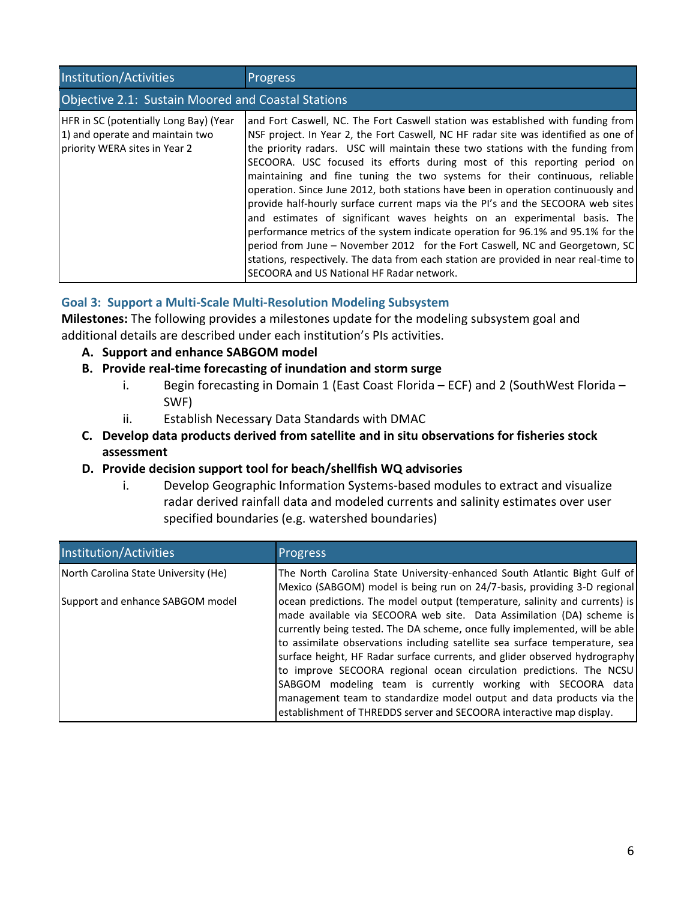| Institution/Activities | Progress |
|---|---|
| Objective 2.1: Sustain Moored and Coastal Stations | |
| HFR in SC (potentially Long Bay) (Year 1) and operate and maintain two priority WERA sites in Year 2 | and Fort Caswell, NC. The Fort Caswell station was established with funding from NSF project. In Year 2, the Fort Caswell, NC HF radar site was identified as one of the priority radars. USC will maintain these two stations with the funding from SECOORA. USC focused its efforts during most of this reporting period on maintaining and fine tuning the two systems for their continuous, reliable operation. Since June 2012, both stations have been in operation continuously and provide half-hourly surface current maps via the PI's and the SECOORA web sites and estimates of significant waves heights on an experimental basis. The performance metrics of the system indicate operation for 96.1% and 95.1% for the period from June – November 2012 for the Fort Caswell, NC and Georgetown, SC stations, respectively. The data from each station are provided in near real-time to SECOORA and US National HF Radar network. |

### Goal 3: Support a Multi-Scale Multi-Resolution Modeling Subsystem

**Milestones:** The following provides a milestones update for the modeling subsystem goal and additional details are described under each institution's PIs activities.

- **A. Support and enhance SABGOM model**
- **B. Provide real-time forecasting of inundation and storm surge**
  - i. Begin forecasting in Domain 1 (East Coast Florida – ECF) and 2 (SouthWest Florida – SWF)
  - ii. Establish Necessary Data Standards with DMAC
- **C. Develop data products derived from satellite and in situ observations for fisheries stock assessment**
- **D. Provide decision support tool for beach/shellfish WQ advisories**
  - i. Develop Geographic Information Systems-based modules to extract and visualize radar derived rainfall data and modeled currents and salinity estimates over user specified boundaries (e.g. watershed boundaries)

| Institution/Activities | Progress |
|---|---|
| North Carolina State University (He)<br><br>Support and enhance SABGOM model | The North Carolina State University-enhanced South Atlantic Bight Gulf of Mexico (SABGOM) model is being run on 24/7-basis, providing 3-D regional ocean predictions. The model output (temperature, salinity and currents) is made available via SECOORA web site. Data Assimilation (DA) scheme is currently being tested. The DA scheme, once fully implemented, will be able to assimilate observations including satellite sea surface temperature, sea surface height, HF Radar surface currents, and glider observed hydrography to improve SECOORA regional ocean circulation predictions. The NCSU SABGOM modeling team is currently working with SECOORA data management team to standardize model output and data products via the establishment of THREDDS server and SECOORA interactive map display. |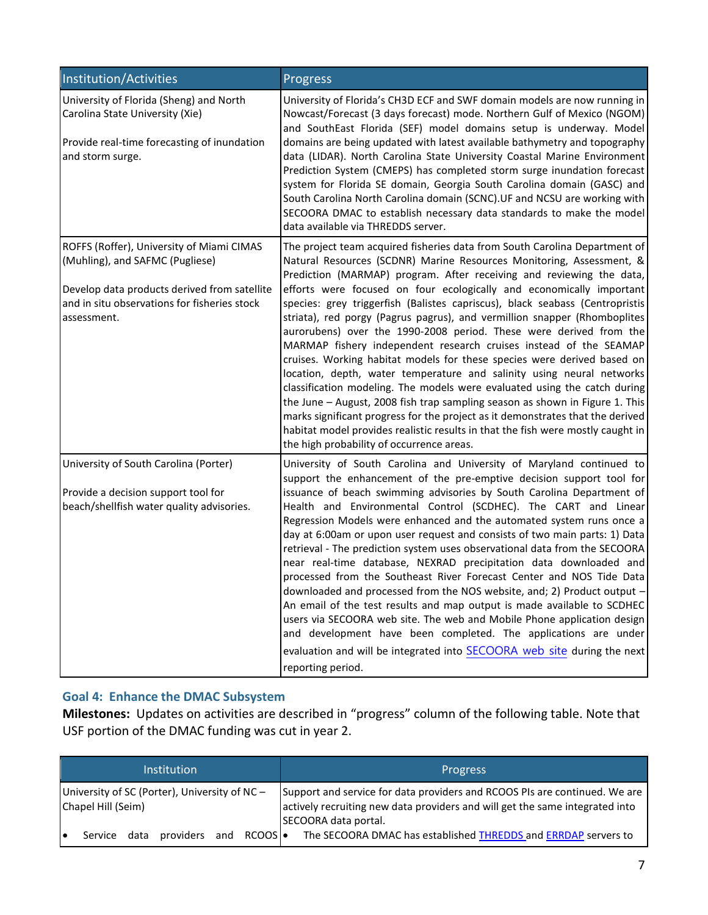| Institution/Activities | Progress |
|---|---|
| University of Florida (Sheng) and North Carolina State University (Xie)<br><br>Provide real-time forecasting of inundation and storm surge. | University of Florida's CH3D ECF and SWF domain models are now running in Nowcast/Forecast (3 days forecast) mode. Northern Gulf of Mexico (NGOM) and SouthEast Florida (SEF) model domains setup is underway. Model domains are being updated with latest available bathymetry and topography data (LIDAR). North Carolina State University Coastal Marine Environment Prediction System (CMEPS) has completed storm surge inundation forecast system for Florida SE domain, Georgia South Carolina domain (GASC) and South Carolina North Carolina domain (SCNC).UF and NCSU are working with SECOORA DMAC to establish necessary data standards to make the model data available via THREDDS server. |
| ROFFS (Roffer), University of Miami CIMAS (Muhling), and SAFMC (Pugliese)<br><br>Develop data products derived from satellite and in situ observations for fisheries stock assessment. | The project team acquired fisheries data from South Carolina Department of Natural Resources (SCDNR) Marine Resources Monitoring, Assessment, & Prediction (MARMAP) program. After receiving and reviewing the data, efforts were focused on four ecologically and economically important species: grey triggerfish (Balistes capriscus), black seabass (Centropristis striata), red porgy (Pagrus pagrus), and vermillion snapper (Rhomboplites aurorubens) over the 1990-2008 period. These were derived from the MARMAP fishery independent research cruises instead of the SEAMAP cruises. Working habitat models for these species were derived based on location, depth, water temperature and salinity using neural networks classification modeling. The models were evaluated using the catch during the June – August, 2008 fish trap sampling season as shown in Figure 1. This marks significant progress for the project as it demonstrates that the derived habitat model provides realistic results in that the fish were mostly caught in the high probability of occurrence areas. |
| University of South Carolina (Porter)<br><br>Provide a decision support tool for beach/shellfish water quality advisories. | University of South Carolina and University of Maryland continued to support the enhancement of the pre-emptive decision support tool for issuance of beach swimming advisories by South Carolina Department of Health and Environmental Control (SCDHEC). The CART and Linear Regression Models were enhanced and the automated system runs once a day at 6:00am or upon user request and consists of two main parts: 1) Data retrieval - The prediction system uses observational data from the SECOORA near real-time database, NEXRAD precipitation data downloaded and processed from the Southeast River Forecast Center and NOS Tide Data downloaded and processed from the NOS website, and; 2) Product output – An email of the test results and map output is made available to SCDHEC users via SECOORA web site. The web and Mobile Phone application design and development have been completed. The applications are under evaluation and will be integrated into SECOORA web site during the next reporting period. |

### Goal 4: Enhance the DMAC Subsystem

**Milestones:** Updates on activities are described in "progress" column of the following table. Note that USF portion of the DMAC funding was cut in year 2.

| Institution | Progress |
|---|---|
| University of SC (Porter), University of NC – Chapel Hill (Seim)<br><br>• Service data providers and RCOOS | Support and service for data providers and RCOOS PIs are continued. We are actively recruiting new data providers and will get the same integrated into SECOORA data portal.<br><br>• The SECOORA DMAC has established THREDDS and ERRDAP servers to |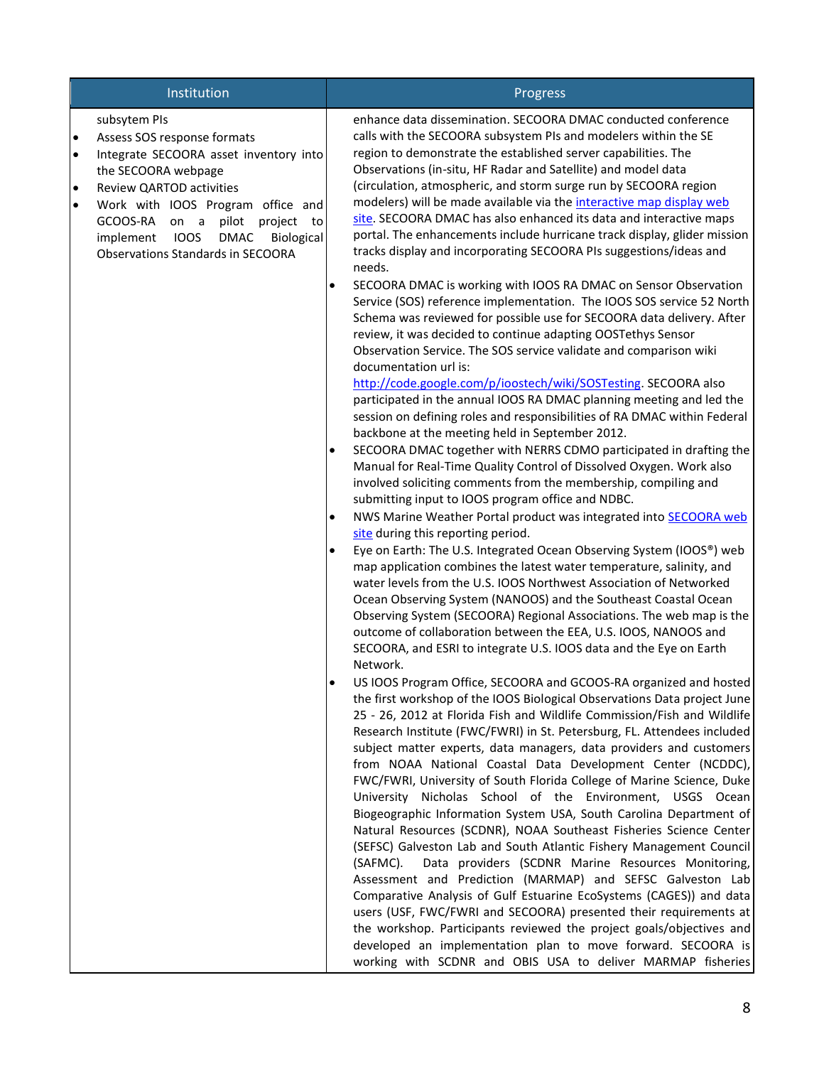| Institution | Progress |
|---|---|
| subsytem PIs<br>• Assess SOS response formats<br>• Integrate SECOORA asset inventory into the SECOORA webpage<br>• Review QARTOD activities<br>• Work with IOOS Program office and GCOOS-RA on a pilot project to implement IOOS DMAC Biological Observations Standards in SECOORA | enhance data dissemination. SECOORA DMAC conducted conference calls with the SECOORA subsystem PIs and modelers within the SE region to demonstrate the established server capabilities. The Observations (in-situ, HF Radar and Satellite) and model data (circulation, atmospheric, and storm surge run by SECOORA region modelers) will be made available via the [interactive map display web site](). SECOORA DMAC has also enhanced its data and interactive maps portal. The enhancements include hurricane track display, glider mission tracks display and incorporating SECOORA PIs suggestions/ideas and needs.<br>• SECOORA DMAC is working with IOOS RA DMAC on Sensor Observation Service (SOS) reference implementation. The IOOS SOS service 52 North Schema was reviewed for possible use for SECOORA data delivery. After review, it was decided to continue adapting OOSTethys Sensor Observation Service. The SOS service validate and comparison wiki documentation url is: http://code.google.com/p/ioostech/wiki/SOSTesting. SECOORA also participated in the annual IOOS RA DMAC planning meeting and led the session on defining roles and responsibilities of RA DMAC within Federal backbone at the meeting held in September 2012.<br>• SECOORA DMAC together with NERRS CDMO participated in drafting the Manual for Real-Time Quality Control of Dissolved Oxygen. Work also involved soliciting comments from the membership, compiling and submitting input to IOOS program office and NDBC.<br>• NWS Marine Weather Portal product was integrated into [SECOORA web site]() during this reporting period.<br>• Eye on Earth: The U.S. Integrated Ocean Observing System (IOOS®) web map application combines the latest water temperature, salinity, and water levels from the U.S. IOOS Northwest Association of Networked Ocean Observing System (NANOOS) and the Southeast Coastal Ocean Observing System (SECOORA) Regional Associations. The web map is the outcome of collaboration between the EEA, U.S. IOOS, NANOOS and SECOORA, and ESRI to integrate U.S. IOOS data and the Eye on Earth Network.<br>• US IOOS Program Office, SECOORA and GCOOS-RA organized and hosted the first workshop of the IOOS Biological Observations Data project June 25 - 26, 2012 at Florida Fish and Wildlife Commission/Fish and Wildlife Research Institute (FWC/FWRI) in St. Petersburg, FL. Attendees included subject matter experts, data managers, data providers and customers from NOAA National Coastal Data Development Center (NCDDC), FWC/FWRI, University of South Florida College of Marine Science, Duke University Nicholas School of the Environment, USGS Ocean Biogeographic Information System USA, South Carolina Department of Natural Resources (SCDNR), NOAA Southeast Fisheries Science Center (SEFSC) Galveston Lab and South Atlantic Fishery Management Council (SAFMC). Data providers (SCDNR Marine Resources Monitoring, Assessment and Prediction (MARMAP) and SEFSC Galveston Lab Comparative Analysis of Gulf Estuarine EcoSystems (CAGES)) and data users (USF, FWC/FWRI and SECOORA) presented their requirements at the workshop. Participants reviewed the project goals/objectives and developed an implementation plan to move forward. SECOORA is working with SCDNR and OBIS USA to deliver MARMAP fisheries |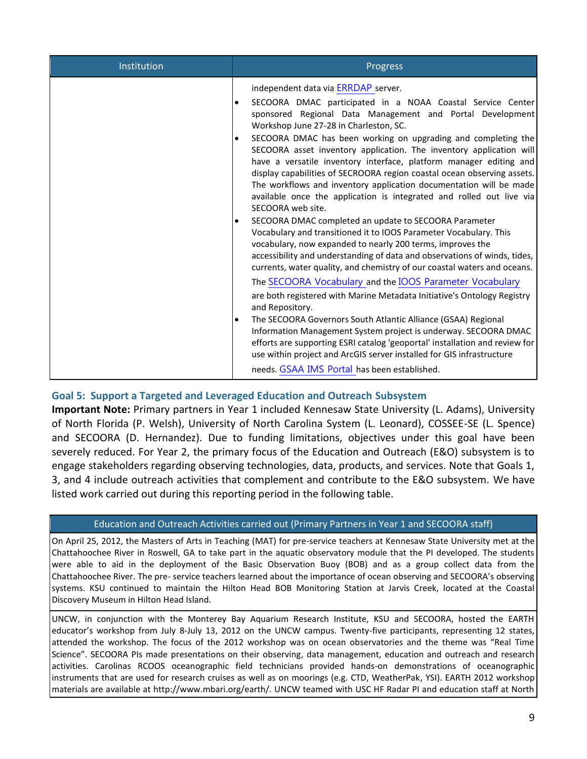| Institution | Progress |
|---|---|
| | independent data via ERRDAP server.<br>• SECOORA DMAC participated in a NOAA Coastal Service Center sponsored Regional Data Management and Portal Development Workshop June 27-28 in Charleston, SC.<br>• SECOORA DMAC has been working on upgrading and completing the SECOORA asset inventory application. The inventory application will have a versatile inventory interface, platform manager editing and display capabilities of SECROORA region coastal ocean observing assets. The workflows and inventory application documentation will be made available once the application is integrated and rolled out live via SECOORA web site.<br>• SECOORA DMAC completed an update to SECOORA Parameter Vocabulary and transitioned it to IOOS Parameter Vocabulary. This vocabulary, now expanded to nearly 200 terms, improves the accessibility and understanding of data and observations of winds, tides, currents, water quality, and chemistry of our coastal waters and oceans. The SECOORA Vocabulary and the IOOS Parameter Vocabulary are both registered with Marine Metadata Initiative's Ontology Registry and Repository.<br>• The SECOORA Governors South Atlantic Alliance (GSAA) Regional Information Management System project is underway. SECOORA DMAC efforts are supporting ESRI catalog 'geoportal' installation and review for use within project and ArcGIS server installed for GIS infrastructure needs. GSAA IMS Portal has been established. |

### Goal 5: Support a Targeted and Leveraged Education and Outreach Subsystem

**Important Note:** Primary partners in Year 1 included Kennesaw State University (L. Adams), University of North Florida (P. Welsh), University of North Carolina System (L. Leonard), COSSEE-SE (L. Spence) and SECOORA (D. Hernandez). Due to funding limitations, objectives under this goal have been severely reduced. For Year 2, the primary focus of the Education and Outreach (E&O) subsystem is to engage stakeholders regarding observing technologies, data, products, and services. Note that Goals 1, 3, and 4 include outreach activities that complement and contribute to the E&O subsystem. We have listed work carried out during this reporting period in the following table.

| Education and Outreach Activities carried out (Primary Partners in Year 1 and SECOORA staff) |
|---|
| On April 25, 2012, the Masters of Arts in Teaching (MAT) for pre-service teachers at Kennesaw State University met at the Chattahoochee River in Roswell, GA to take part in the aquatic observatory module that the PI developed. The students were able to aid in the deployment of the Basic Observation Buoy (BOB) and as a group collect data from the Chattahoochee River. The pre- service teachers learned about the importance of ocean observing and SECOORA's observing systems. KSU continued to maintain the Hilton Head BOB Monitoring Station at Jarvis Creek, located at the Coastal Discovery Museum in Hilton Head Island. |
| UNCW, in conjunction with the Monterey Bay Aquarium Research Institute, KSU and SECOORA, hosted the EARTH educator's workshop from July 8-July 13, 2012 on the UNCW campus. Twenty-five participants, representing 12 states, attended the workshop. The focus of the 2012 workshop was on ocean observatories and the theme was "Real Time Science". SECOORA PIs made presentations on their observing, data management, education and outreach and research activities. Carolinas RCOOS oceanographic field technicians provided hands-on demonstrations of oceanographic instruments that are used for research cruises as well as on moorings (e.g. CTD, WeatherPak, YSI). EARTH 2012 workshop materials are available at http://www.mbari.org/earth/. UNCW teamed with USC HF Radar PI and education staff at North |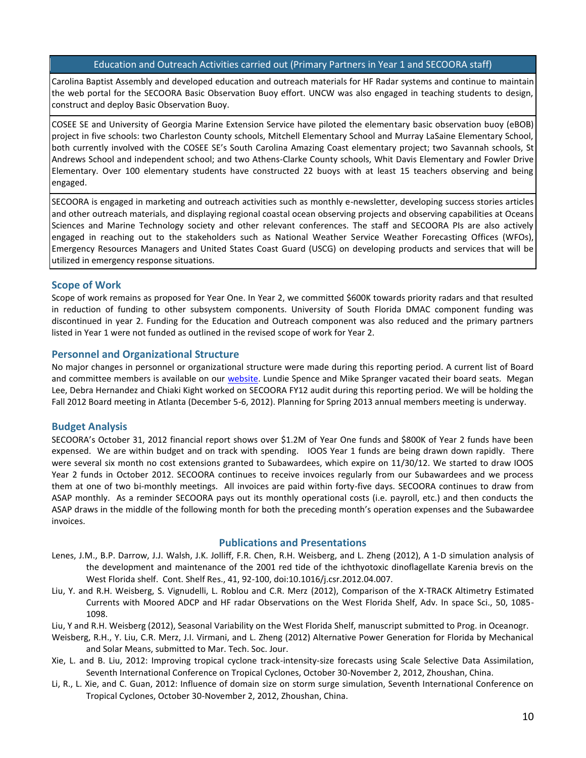| Education and Outreach Activities carried out (Primary Partners in Year 1 and SECOORA staff) |
| --- |
| Carolina Baptist Assembly and developed education and outreach materials for HF Radar systems and continue to maintain the web portal for the SECOORA Basic Observation Buoy effort. UNCW was also engaged in teaching students to design, construct and deploy Basic Observation Buoy. |
| COSEE SE and University of Georgia Marine Extension Service have piloted the elementary basic observation buoy (eBOB) project in five schools: two Charleston County schools, Mitchell Elementary School and Murray LaSaine Elementary School, both currently involved with the COSEE SE's South Carolina Amazing Coast elementary project; two Savannah schools, St Andrews School and independent school; and two Athens-Clarke County schools, Whit Davis Elementary and Fowler Drive Elementary. Over 100 elementary students have constructed 22 buoys with at least 15 teachers observing and being engaged. |
| SECOORA is engaged in marketing and outreach activities such as monthly e-newsletter, developing success stories articles and other outreach materials, and displaying regional coastal ocean observing projects and observing capabilities at Oceans Sciences and Marine Technology society and other relevant conferences. The staff and SECOORA PIs are also actively engaged in reaching out to the stakeholders such as National Weather Service Weather Forecasting Offices (WFOs), Emergency Resources Managers and United States Coast Guard (USCG) on developing products and services that will be utilized in emergency response situations. |

## Scope of Work

Scope of work remains as proposed for Year One. In Year 2, we committed $600K towards priority radars and that resulted in reduction of funding to other subsystem components. University of South Florida DMAC component funding was discontinued in year 2. Funding for the Education and Outreach component was also reduced and the primary partners listed in Year 1 were not funded as outlined in the revised scope of work for Year 2.

## Personnel and Organizational Structure

No major changes in personnel or organizational structure were made during this reporting period. A current list of Board and committee members is available on our website. Lundie Spence and Mike Spranger vacated their board seats. Megan Lee, Debra Hernandez and Chiaki Kight worked on SECOORA FY12 audit during this reporting period. We will be holding the Fall 2012 Board meeting in Atlanta (December 5-6, 2012). Planning for Spring 2013 annual members meeting is underway.

## Budget Analysis

SECOORA's October 31, 2012 financial report shows over $1.2M of Year One funds and $800K of Year 2 funds have been expensed. We are within budget and on track with spending. IOOS Year 1 funds are being drawn down rapidly. There were several six month no cost extensions granted to Subawardees, which expire on 11/30/12. We started to draw IOOS Year 2 funds in October 2012. SECOORA continues to receive invoices regularly from our Subawardees and we process them at one of two bi-monthly meetings. All invoices are paid within forty-five days. SECOORA continues to draw from ASAP monthly. As a reminder SECOORA pays out its monthly operational costs (i.e. payroll, etc.) and then conducts the ASAP draws in the middle of the following month for both the preceding month's operation expenses and the Subawardee invoices.

## Publications and Presentations

Lenes, J.M., B.P. Darrow, J.J. Walsh, J.K. Jolliff, F.R. Chen, R.H. Weisberg, and L. Zheng (2012), A 1-D simulation analysis of the development and maintenance of the 2001 red tide of the ichthyotoxic dinoflagellate Karenia brevis on the West Florida shelf. Cont. Shelf Res., 41, 92-100, doi:10.1016/j.csr.2012.04.007.

Liu, Y. and R.H. Weisberg, S. Vignudelli, L. Roblou and C.R. Merz (2012), Comparison of the X-TRACK Altimetry Estimated Currents with Moored ADCP and HF radar Observations on the West Florida Shelf, Adv. In space Sci., 50, 1085-1098.

Liu, Y and R.H. Weisberg (2012), Seasonal Variability on the West Florida Shelf, manuscript submitted to Prog. in Oceanogr.

Weisberg, R.H., Y. Liu, C.R. Merz, J.I. Virmani, and L. Zheng (2012) Alternative Power Generation for Florida by Mechanical and Solar Means, submitted to Mar. Tech. Soc. Jour.

Xie, L. and B. Liu, 2012: Improving tropical cyclone track-intensity-size forecasts using Scale Selective Data Assimilation, Seventh International Conference on Tropical Cyclones, October 30-November 2, 2012, Zhoushan, China.

Li, R., L. Xie, and C. Guan, 2012: Influence of domain size on storm surge simulation, Seventh International Conference on Tropical Cyclones, October 30-November 2, 2012, Zhoushan, China.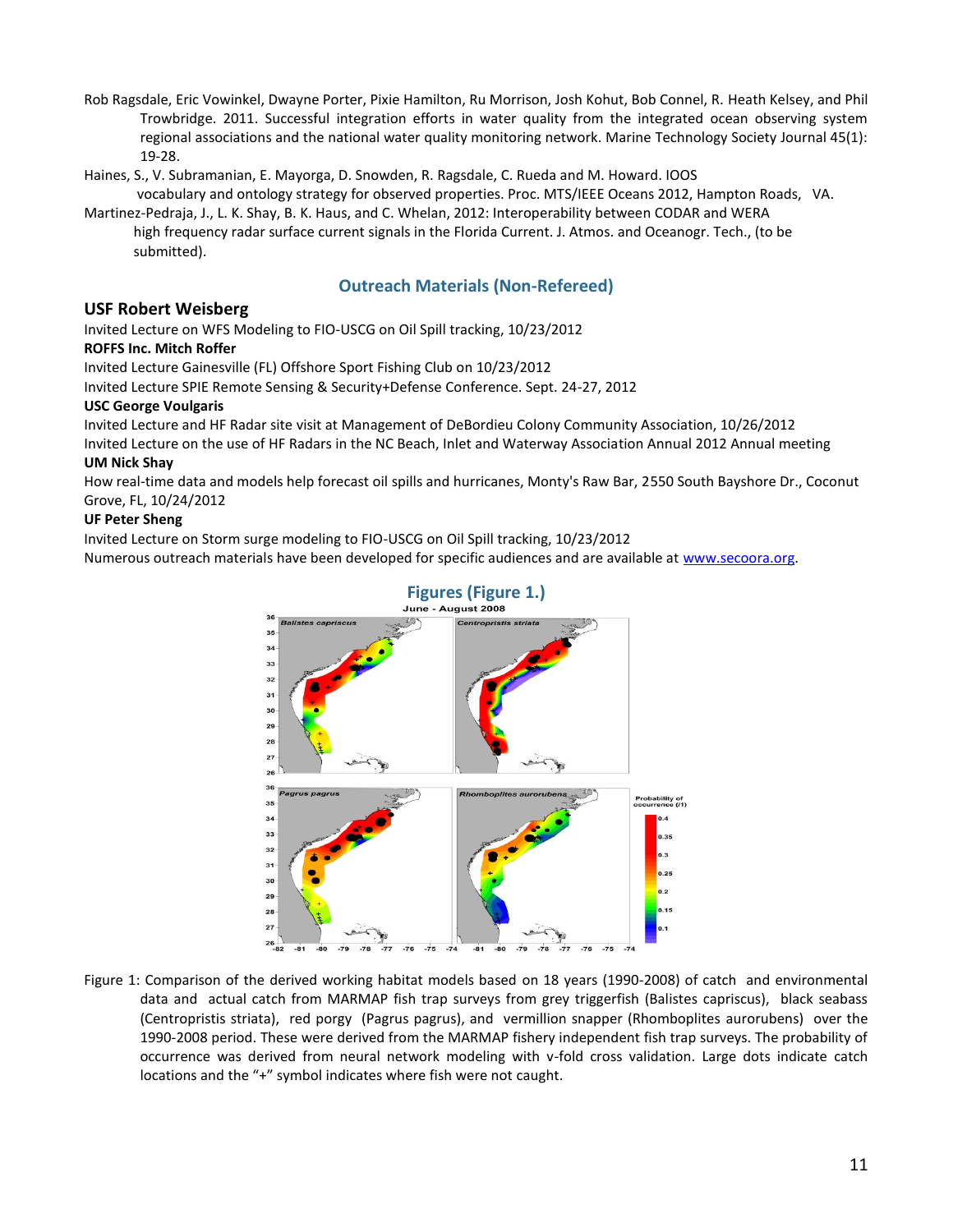Rob Ragsdale, Eric Vowinkel, Dwayne Porter, Pixie Hamilton, Ru Morrison, Josh Kohut, Bob Connel, R. Heath Kelsey, and Phil Trowbridge. 2011. Successful integration efforts in water quality from the integrated ocean observing system regional associations and the national water quality monitoring network. Marine Technology Society Journal 45(1): 19-28.

Haines, S., V. Subramanian, E. Mayorga, D. Snowden, R. Ragsdale, C. Rueda and M. Howard. IOOS vocabulary and ontology strategy for observed properties. Proc. MTS/IEEE Oceans 2012, Hampton Roads, VA.

Martinez-Pedraja, J., L. K. Shay, B. K. Haus, and C. Whelan, 2012: Interoperability between CODAR and WERA high frequency radar surface current signals in the Florida Current. J. Atmos. and Oceanogr. Tech., (to be submitted).

## Outreach Materials (Non-Refereed)

### USF Robert Weisberg

Invited Lecture on WFS Modeling to FIO-USCG on Oil Spill tracking, 10/23/2012

**ROFFS Inc. Mitch Roffer**

Invited Lecture Gainesville (FL) Offshore Sport Fishing Club on 10/23/2012

Invited Lecture SPIE Remote Sensing & Security+Defense Conference. Sept. 24-27, 2012

**USC George Voulgaris**

Invited Lecture and HF Radar site visit at Management of DeBordieu Colony Community Association, 10/26/2012

Invited Lecture on the use of HF Radars in the NC Beach, Inlet and Waterway Association Annual 2012 Annual meeting

**UM Nick Shay**

How real-time data and models help forecast oil spills and hurricanes, Monty's Raw Bar, 2550 South Bayshore Dr., Coconut Grove, FL, 10/24/2012

**UF Peter Sheng**

Invited Lecture on Storm surge modeling to FIO-USCG on Oil Spill tracking, 10/23/2012

Numerous outreach materials have been developed for specific audiences and are available at www.secoora.org.

## Figures (Figure 1.)

Figure 1: Comparison of the derived working habitat models based on 18 years (1990-2008) of catch and environmental data and actual catch from MARMAP fish trap surveys from grey triggerfish (Balistes capriscus), black seabass (Centropristis striata), red porgy (Pagrus pagrus), and vermillion snapper (Rhomboplites aurorubens) over the 1990-2008 period. These were derived from the MARMAP fishery independent fish trap surveys. The probability of occurrence was derived from neural network modeling with v-fold cross validation. Large dots indicate catch locations and the "+" symbol indicates where fish were not caught.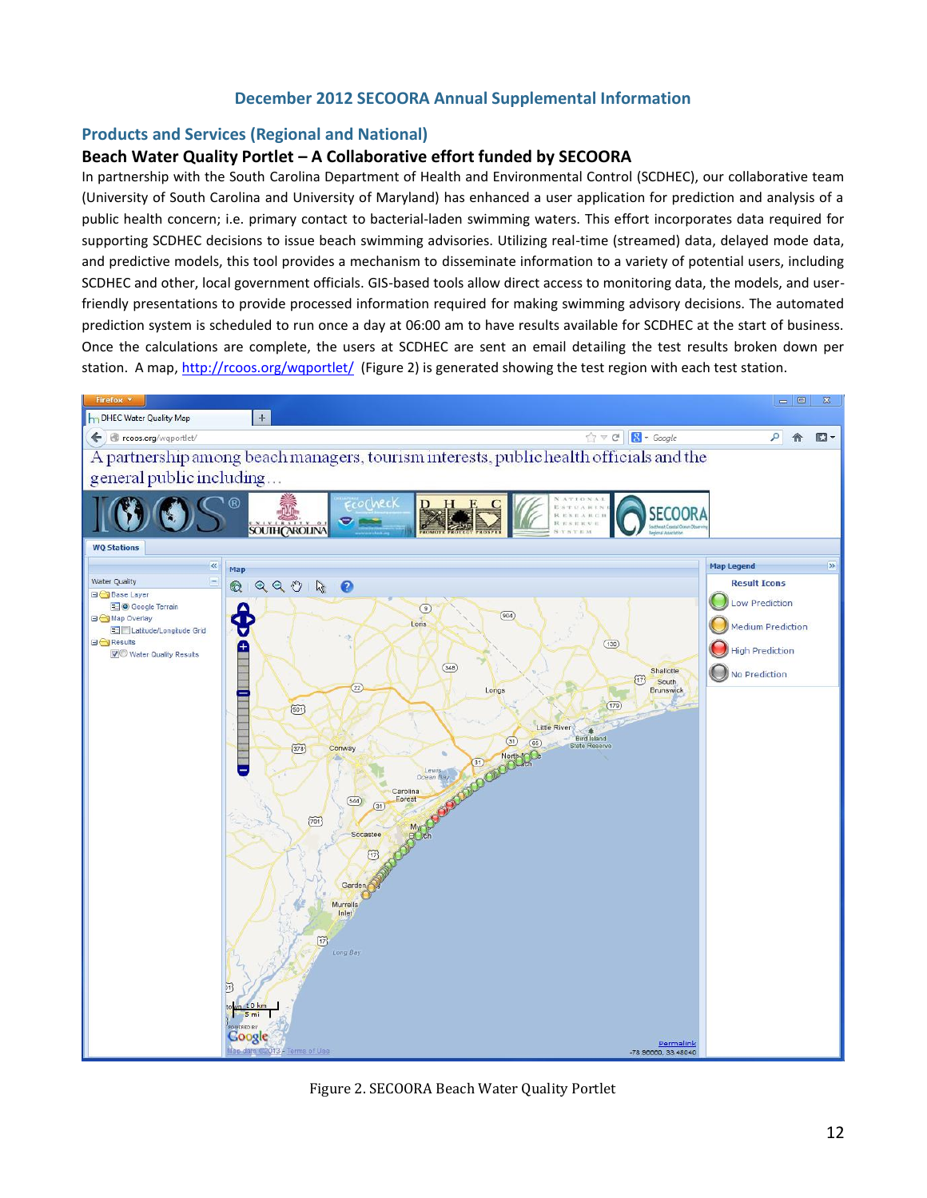# December 2012 SECOORA Annual Supplemental Information

## Products and Services (Regional and National)

### Beach Water Quality Portlet – A Collaborative effort funded by SECOORA

In partnership with the South Carolina Department of Health and Environmental Control (SCDHEC), our collaborative team (University of South Carolina and University of Maryland) has enhanced a user application for prediction and analysis of a public health concern; i.e. primary contact to bacterial-laden swimming waters. This effort incorporates data required for supporting SCDHEC decisions to issue beach swimming advisories. Utilizing real-time (streamed) data, delayed mode data, and predictive models, this tool provides a mechanism to disseminate information to a variety of potential users, including SCDHEC and other, local government officials. GIS-based tools allow direct access to monitoring data, the models, and user-friendly presentations to provide processed information required for making swimming advisory decisions. The automated prediction system is scheduled to run once a day at 06:00 am to have results available for SCDHEC at the start of business. Once the calculations are complete, the users at SCDHEC are sent an email detailing the test results broken down per station. A map, http://rcoos.org/wqportlet/ (Figure 2) is generated showing the test region with each test station.

Figure 2. SECOORA Beach Water Quality Portlet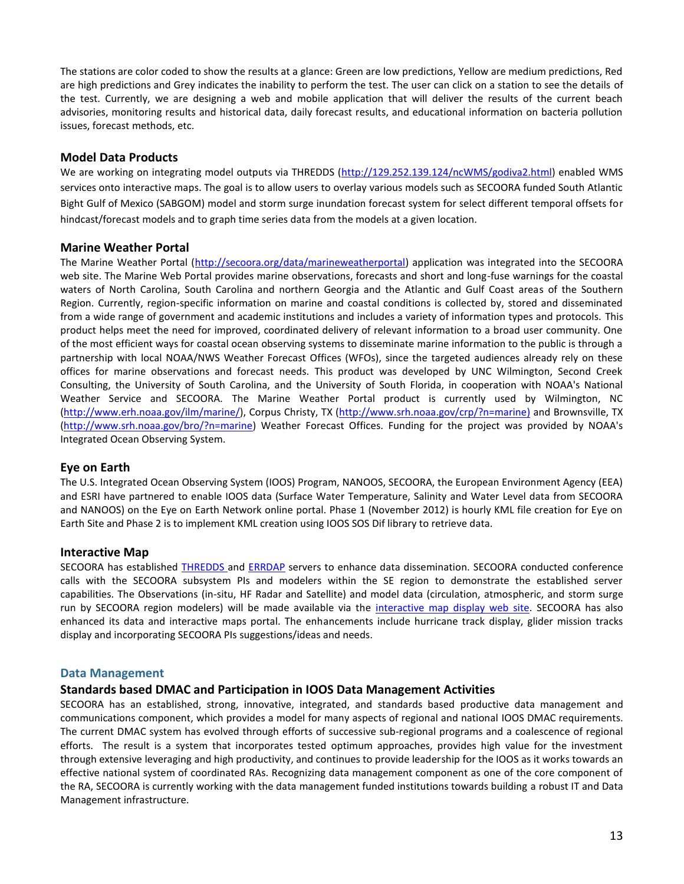The stations are color coded to show the results at a glance: Green are low predictions, Yellow are medium predictions, Red are high predictions and Grey indicates the inability to perform the test. The user can click on a station to see the details of the test. Currently, we are designing a web and mobile application that will deliver the results of the current beach advisories, monitoring results and historical data, daily forecast results, and educational information on bacteria pollution issues, forecast methods, etc.

### Model Data Products

We are working on integrating model outputs via THREDDS (http://129.252.139.124/ncWMS/godiva2.html) enabled WMS services onto interactive maps. The goal is to allow users to overlay various models such as SECOORA funded South Atlantic Bight Gulf of Mexico (SABGOM) model and storm surge inundation forecast system for select different temporal offsets for hindcast/forecast models and to graph time series data from the models at a given location.

### Marine Weather Portal

The Marine Weather Portal (http://secoora.org/data/marineweatherportal) application was integrated into the SECOORA web site. The Marine Web Portal provides marine observations, forecasts and short and long-fuse warnings for the coastal waters of North Carolina, South Carolina and northern Georgia and the Atlantic and Gulf Coast areas of the Southern Region. Currently, region-specific information on marine and coastal conditions is collected by, stored and disseminated from a wide range of government and academic institutions and includes a variety of information types and protocols. This product helps meet the need for improved, coordinated delivery of relevant information to a broad user community. One of the most efficient ways for coastal ocean observing systems to disseminate marine information to the public is through a partnership with local NOAA/NWS Weather Forecast Offices (WFOs), since the targeted audiences already rely on these offices for marine observations and forecast needs. This product was developed by UNC Wilmington, Second Creek Consulting, the University of South Carolina, and the University of South Florida, in cooperation with NOAA's National Weather Service and SECOORA. The Marine Weather Portal product is currently used by Wilmington, NC (http://www.erh.noaa.gov/ilm/marine/), Corpus Christy, TX (http://www.srh.noaa.gov/crp/?n=marine) and Brownsville, TX (http://www.srh.noaa.gov/bro/?n=marine) Weather Forecast Offices. Funding for the project was provided by NOAA's Integrated Ocean Observing System.

### Eye on Earth

The U.S. Integrated Ocean Observing System (IOOS) Program, NANOOS, SECOORA, the European Environment Agency (EEA) and ESRI have partnered to enable IOOS data (Surface Water Temperature, Salinity and Water Level data from SECOORA and NANOOS) on the Eye on Earth Network online portal. Phase 1 (November 2012) is hourly KML file creation for Eye on Earth Site and Phase 2 is to implement KML creation using IOOS SOS Dif library to retrieve data.

### Interactive Map

SECOORA has established THREDDS and ERRDAP servers to enhance data dissemination. SECOORA conducted conference calls with the SECOORA subsystem PIs and modelers within the SE region to demonstrate the established server capabilities. The Observations (in-situ, HF Radar and Satellite) and model data (circulation, atmospheric, and storm surge run by SECOORA region modelers) will be made available via the interactive map display web site. SECOORA has also enhanced its data and interactive maps portal. The enhancements include hurricane track display, glider mission tracks display and incorporating SECOORA PIs suggestions/ideas and needs.

## Data Management

### Standards based DMAC and Participation in IOOS Data Management Activities

SECOORA has an established, strong, innovative, integrated, and standards based productive data management and communications component, which provides a model for many aspects of regional and national IOOS DMAC requirements. The current DMAC system has evolved through efforts of successive sub-regional programs and a coalescence of regional efforts. The result is a system that incorporates tested optimum approaches, provides high value for the investment through extensive leveraging and high productivity, and continues to provide leadership for the IOOS as it works towards an effective national system of coordinated RAs. Recognizing data management component as one of the core component of the RA, SECOORA is currently working with the data management funded institutions towards building a robust IT and Data Management infrastructure.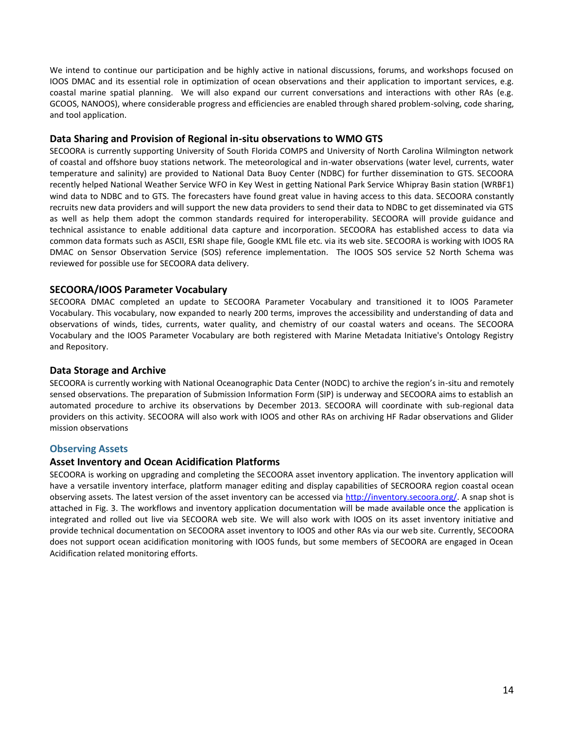We intend to continue our participation and be highly active in national discussions, forums, and workshops focused on IOOS DMAC and its essential role in optimization of ocean observations and their application to important services, e.g. coastal marine spatial planning. We will also expand our current conversations and interactions with other RAs (e.g. GCOOS, NANOOS), where considerable progress and efficiencies are enabled through shared problem-solving, code sharing, and tool application.

### Data Sharing and Provision of Regional in-situ observations to WMO GTS

SECOORA is currently supporting University of South Florida COMPS and University of North Carolina Wilmington network of coastal and offshore buoy stations network. The meteorological and in-water observations (water level, currents, water temperature and salinity) are provided to National Data Buoy Center (NDBC) for further dissemination to GTS. SECOORA recently helped National Weather Service WFO in Key West in getting National Park Service Whipray Basin station (WRBF1) wind data to NDBC and to GTS. The forecasters have found great value in having access to this data. SECOORA constantly recruits new data providers and will support the new data providers to send their data to NDBC to get disseminated via GTS as well as help them adopt the common standards required for interoperability. SECOORA will provide guidance and technical assistance to enable additional data capture and incorporation. SECOORA has established access to data via common data formats such as ASCII, ESRI shape file, Google KML file etc. via its web site. SECOORA is working with IOOS RA DMAC on Sensor Observation Service (SOS) reference implementation. The IOOS SOS service 52 North Schema was reviewed for possible use for SECOORA data delivery.

### SECOORA/IOOS Parameter Vocabulary

SECOORA DMAC completed an update to SECOORA Parameter Vocabulary and transitioned it to IOOS Parameter Vocabulary. This vocabulary, now expanded to nearly 200 terms, improves the accessibility and understanding of data and observations of winds, tides, currents, water quality, and chemistry of our coastal waters and oceans. The SECOORA Vocabulary and the IOOS Parameter Vocabulary are both registered with Marine Metadata Initiative's Ontology Registry and Repository.

### Data Storage and Archive

SECOORA is currently working with National Oceanographic Data Center (NODC) to archive the region's in-situ and remotely sensed observations. The preparation of Submission Information Form (SIP) is underway and SECOORA aims to establish an automated procedure to archive its observations by December 2013. SECOORA will coordinate with sub-regional data providers on this activity. SECOORA will also work with IOOS and other RAs on archiving HF Radar observations and Glider mission observations

## Observing Assets

### Asset Inventory and Ocean Acidification Platforms

SECOORA is working on upgrading and completing the SECOORA asset inventory application. The inventory application will have a versatile inventory interface, platform manager editing and display capabilities of SECROORA region coastal ocean observing assets. The latest version of the asset inventory can be accessed via [http://inventory.secoora.org/](http://inventory.secoora.org/). A snap shot is attached in Fig. 3. The workflows and inventory application documentation will be made available once the application is integrated and rolled out live via SECOORA web site. We will also work with IOOS on its asset inventory initiative and provide technical documentation on SECOORA asset inventory to IOOS and other RAs via our web site. Currently, SECOORA does not support ocean acidification monitoring with IOOS funds, but some members of SECOORA are engaged in Ocean Acidification related monitoring efforts.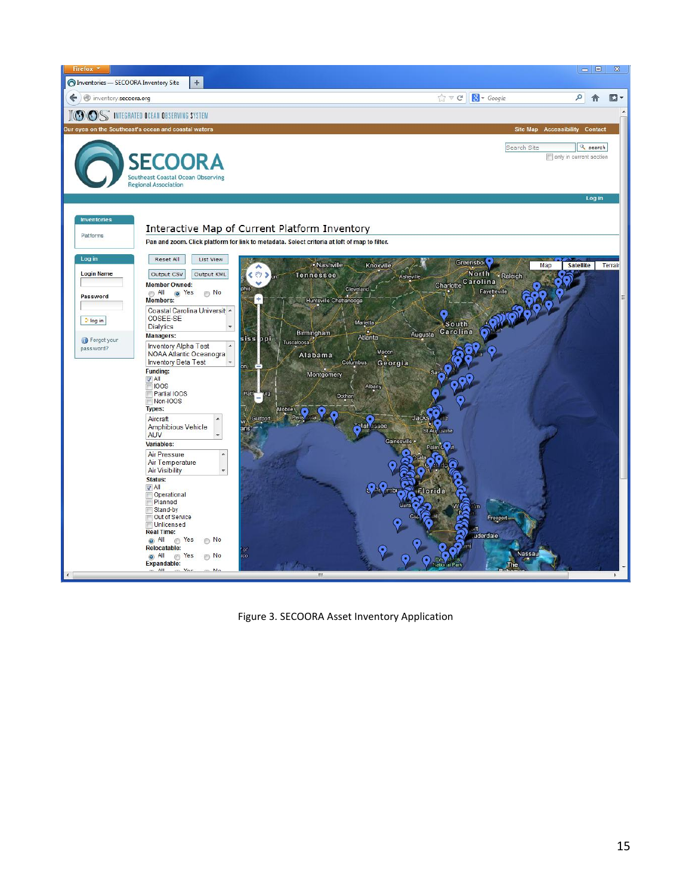Figure 3. SECOORA Asset Inventory Application